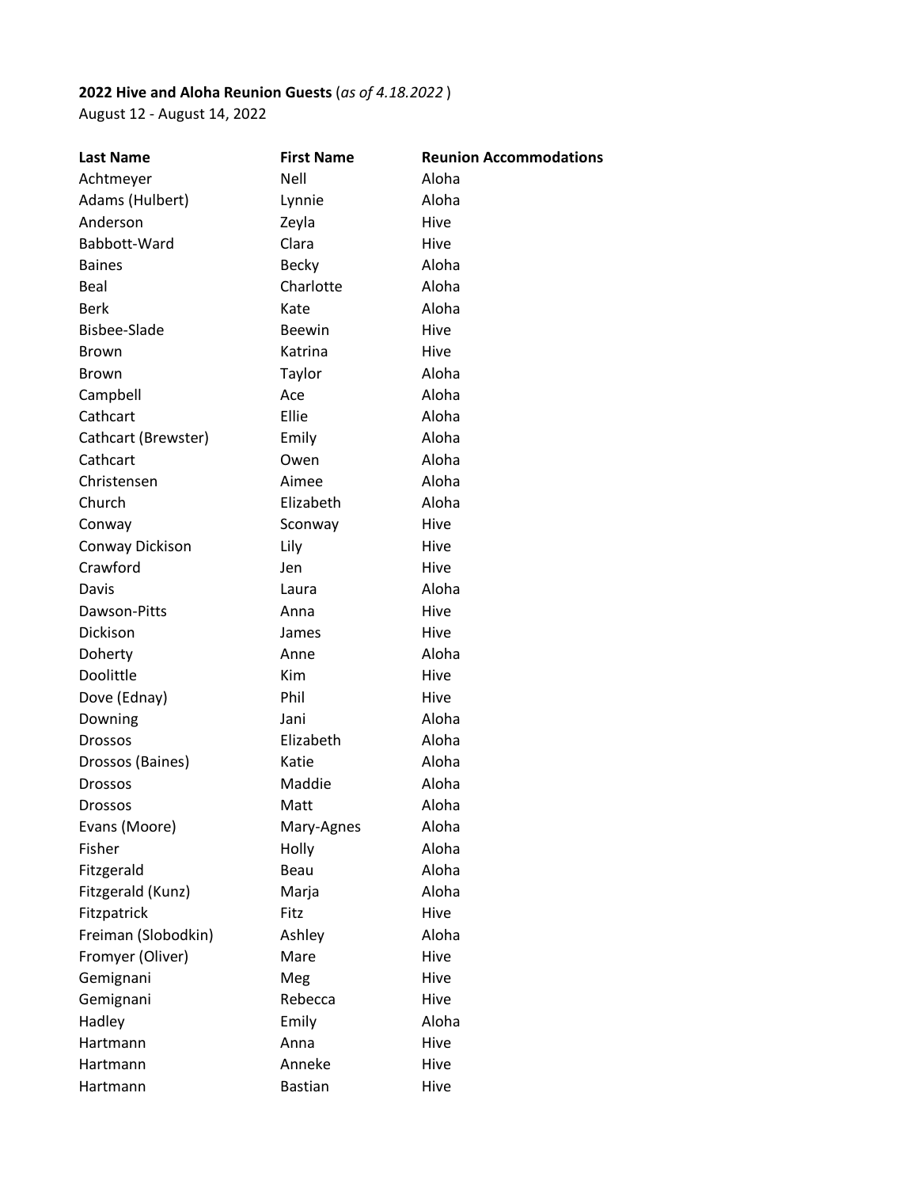**2022 Hive and Aloha Reunion Guests** (*as of 4.18.2022* )
August 12 - August 14, 2022

| Last Name | First Name | Reunion Accommodations |
| --- | --- | --- |
| Achtmeyer | Nell | Aloha |
| Adams (Hulbert) | Lynnie | Aloha |
| Anderson | Zeyla | Hive |
| Babbott-Ward | Clara | Hive |
| Baines | Becky | Aloha |
| Beal | Charlotte | Aloha |
| Berk | Kate | Aloha |
| Bisbee-Slade | Beewin | Hive |
| Brown | Katrina | Hive |
| Brown | Taylor | Aloha |
| Campbell | Ace | Aloha |
| Cathcart | Ellie | Aloha |
| Cathcart (Brewster) | Emily | Aloha |
| Cathcart | Owen | Aloha |
| Christensen | Aimee | Aloha |
| Church | Elizabeth | Aloha |
| Conway | Sconway | Hive |
| Conway Dickison | Lily | Hive |
| Crawford | Jen | Hive |
| Davis | Laura | Aloha |
| Dawson-Pitts | Anna | Hive |
| Dickison | James | Hive |
| Doherty | Anne | Aloha |
| Doolittle | Kim | Hive |
| Dove (Ednay) | Phil | Hive |
| Downing | Jani | Aloha |
| Drossos | Elizabeth | Aloha |
| Drossos (Baines) | Katie | Aloha |
| Drossos | Maddie | Aloha |
| Drossos | Matt | Aloha |
| Evans (Moore) | Mary-Agnes | Aloha |
| Fisher | Holly | Aloha |
| Fitzgerald | Beau | Aloha |
| Fitzgerald (Kunz) | Marja | Aloha |
| Fitzpatrick | Fitz | Hive |
| Freiman (Slobodkin) | Ashley | Aloha |
| Fromyer (Oliver) | Mare | Hive |
| Gemignani | Meg | Hive |
| Gemignani | Rebecca | Hive |
| Hadley | Emily | Aloha |
| Hartmann | Anna | Hive |
| Hartmann | Anneke | Hive |
| Hartmann | Bastian | Hive |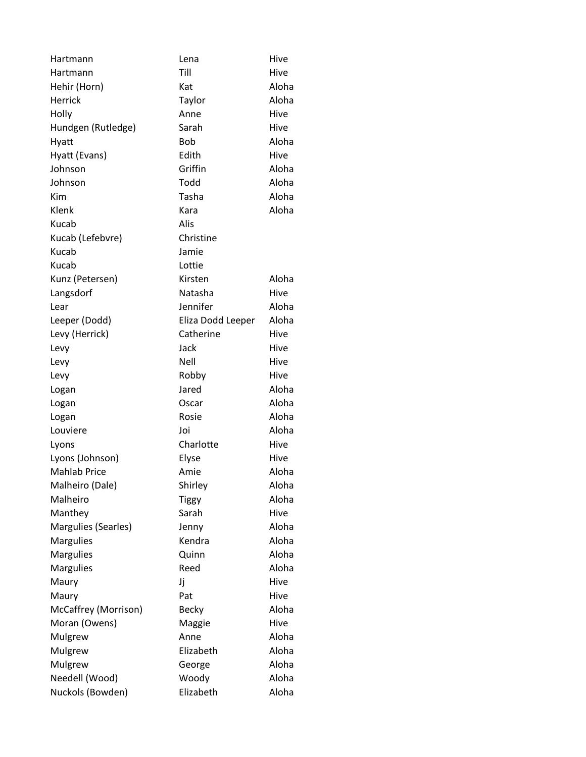| | | |
|---|---|---|
| Hartmann | Lena | Hive |
| Hartmann | Till | Hive |
| Hehir (Horn) | Kat | Aloha |
| Herrick | Taylor | Aloha |
| Holly | Anne | Hive |
| Hundgen (Rutledge) | Sarah | Hive |
| Hyatt | Bob | Aloha |
| Hyatt (Evans) | Edith | Hive |
| Johnson | Griffin | Aloha |
| Johnson | Todd | Aloha |
| Kim | Tasha | Aloha |
| Klenk | Kara | Aloha |
| Kucab | Alis | |
| Kucab (Lefebvre) | Christine | |
| Kucab | Jamie | |
| Kucab | Lottie | |
| Kunz (Petersen) | Kirsten | Aloha |
| Langsdorf | Natasha | Hive |
| Lear | Jennifer | Aloha |
| Leeper (Dodd) | Eliza Dodd Leeper | Aloha |
| Levy (Herrick) | Catherine | Hive |
| Levy | Jack | Hive |
| Levy | Nell | Hive |
| Levy | Robby | Hive |
| Logan | Jared | Aloha |
| Logan | Oscar | Aloha |
| Logan | Rosie | Aloha |
| Louviere | Joi | Aloha |
| Lyons | Charlotte | Hive |
| Lyons (Johnson) | Elyse | Hive |
| Mahlab Price | Amie | Aloha |
| Malheiro (Dale) | Shirley | Aloha |
| Malheiro | Tiggy | Aloha |
| Manthey | Sarah | Hive |
| Margulies (Searles) | Jenny | Aloha |
| Margulies | Kendra | Aloha |
| Margulies | Quinn | Aloha |
| Margulies | Reed | Aloha |
| Maury | Jj | Hive |
| Maury | Pat | Hive |
| McCaffrey (Morrison) | Becky | Aloha |
| Moran (Owens) | Maggie | Hive |
| Mulgrew | Anne | Aloha |
| Mulgrew | Elizabeth | Aloha |
| Mulgrew | George | Aloha |
| Needell (Wood) | Woody | Aloha |
| Nuckols (Bowden) | Elizabeth | Aloha |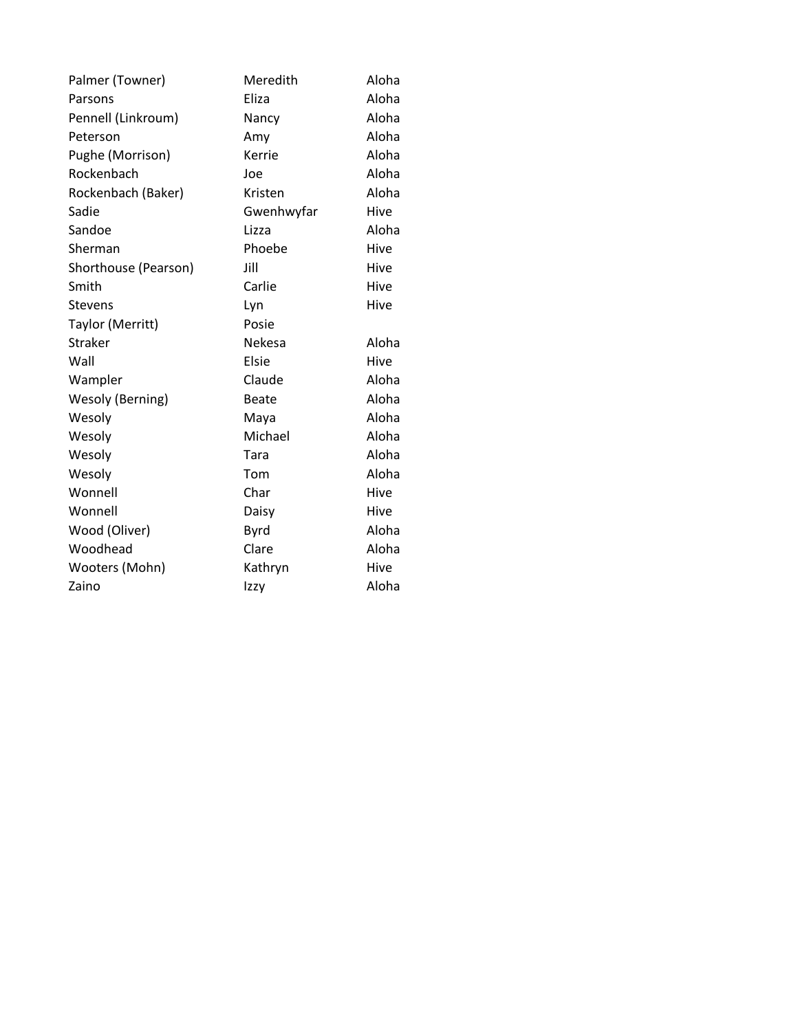| | | |
|---|---|---|
| Palmer (Towner) | Meredith | Aloha |
| Parsons | Eliza | Aloha |
| Pennell (Linkroum) | Nancy | Aloha |
| Peterson | Amy | Aloha |
| Pughe (Morrison) | Kerrie | Aloha |
| Rockenbach | Joe | Aloha |
| Rockenbach (Baker) | Kristen | Aloha |
| Sadie | Gwenhwyfar | Hive |
| Sandoe | Lizza | Aloha |
| Sherman | Phoebe | Hive |
| Shorthouse (Pearson) | Jill | Hive |
| Smith | Carlie | Hive |
| Stevens | Lyn | Hive |
| Taylor (Merritt) | Posie | |
| Straker | Nekesa | Aloha |
| Wall | Elsie | Hive |
| Wampler | Claude | Aloha |
| Wesoly (Berning) | Beate | Aloha |
| Wesoly | Maya | Aloha |
| Wesoly | Michael | Aloha |
| Wesoly | Tara | Aloha |
| Wesoly | Tom | Aloha |
| Wonnell | Char | Hive |
| Wonnell | Daisy | Hive |
| Wood (Oliver) | Byrd | Aloha |
| Woodhead | Clare | Aloha |
| Wooters (Mohn) | Kathryn | Hive |
| Zaino | Izzy | Aloha |